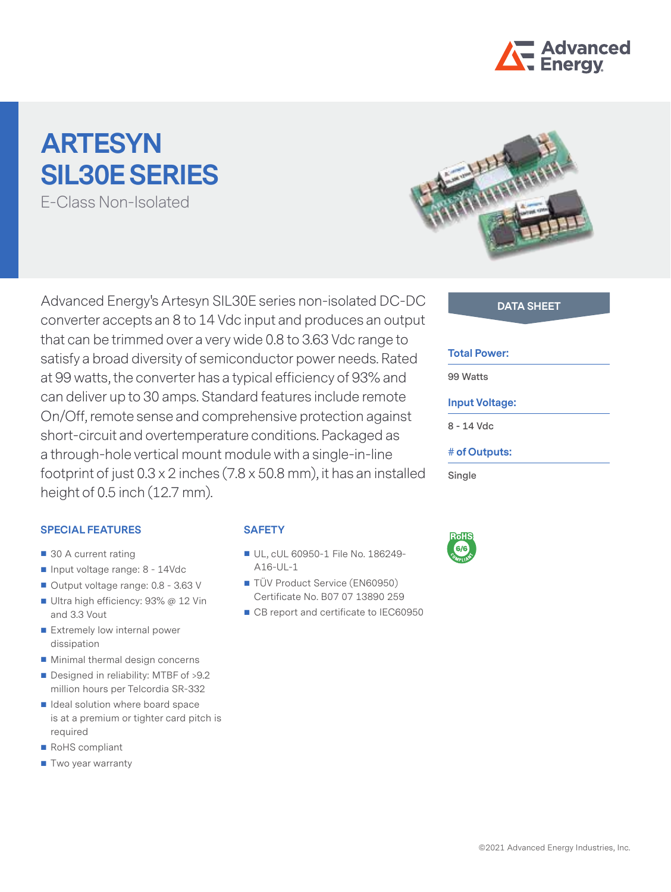# ARTESYN SIL30E SERIES

E-Class Non-Isolated

Advanced Energy's Artesyn SIL30E series non-isolated DC-DC converter accepts an 8 to 14 Vdc input and produces an output that can be trimmed over a very wide 0.8 to 3.63 Vdc range to satisfy a broad diversity of semiconductor power needs. Rated at 99 watts, the converter has a typical efficiency of 93% and can deliver up to 30 amps. Standard features include remote On/Off, remote sense and comprehensive protection against short-circuit and overtemperature conditions. Packaged as a through-hole vertical mount module with a single-in-line footprint of just 0.3 x 2 inches (7.8 x 50.8 mm), it has an installed height of 0.5 inch (12.7 mm).

**DATA SHEET**

**Total Power:**
99 Watts

**Input Voltage:**
8 - 14 Vdc

**# of Outputs:**
Single

## SPECIAL FEATURES

- 30 A current rating
- Input voltage range: 8 - 14Vdc
- Output voltage range: 0.8 - 3.63 V
- Ultra high efficiency: 93% @ 12 Vin and 3.3 Vout
- Extremely low internal power dissipation
- Minimal thermal design concerns
- Designed in reliability: MTBF of >9.2 million hours per Telcordia SR-332
- Ideal solution where board space is at a premium or tighter card pitch is required
- RoHS compliant
- Two year warranty

## SAFETY

- UL, cUL 60950-1 File No. 186249-A16-UL-1
- TÜV Product Service (EN60950) Certificate No. B07 07 13890 259
- CB report and certificate to IEC60950

RoHS 6/6 COMPLIANT

©2021 Advanced Energy Industries, Inc.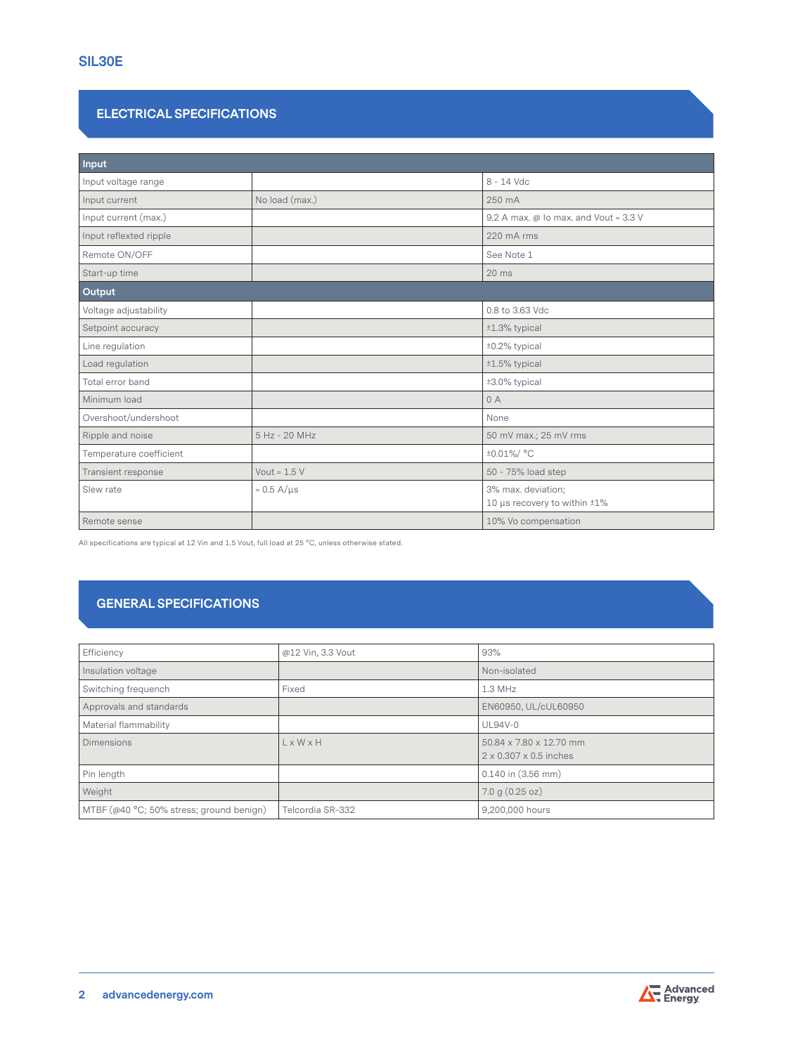SIL30E

## ELECTRICAL SPECIFICATIONS

| Input | | |
|---|---|---|
| Input voltage range | | 8 - 14 Vdc |
| Input current | No load (max.) | 250 mA |
| Input current (max.) | | 9.2 A max. @ Io max. and Vout = 3.3 V |
| Input reflexted ripple | | 220 mA rms |
| Remote ON/OFF | | See Note 1 |
| Start-up time | | 20 ms |
| **Output** | | |
| Voltage adjustability | | 0.8 to 3.63 Vdc |
| Setpoint accuracy | | ±1.3% typical |
| Line regulation | | ±0.2% typical |
| Load regulation | | ±1.5% typical |
| Total error band | | ±3.0% typical |
| Minimum load | | 0 A |
| Overshoot/undershoot | | None |
| Ripple and noise | 5 Hz - 20 MHz | 50 mV max.; 25 mV rms |
| Temperature coefficient | | ±0.01%/ °C |
| Transient response | Vout = 1.5 V | 50 - 75% load step |
| Slew rate | = 0.5 A/µs | 3% max. deviation; 10 µs recovery to within ±1% |
| Remote sense | | 10% Vo compensation |

All specifications are typical at 12 Vin and 1.5 Vout, full load at 25 °C, unless otherwise stated.

## GENERAL SPECIFICATIONS

| Efficiency | @12 Vin, 3.3 Vout | 93% |
|---|---|---|
| Insulation voltage | | Non-isolated |
| Switching frequench | Fixed | 1.3 MHz |
| Approvals and standards | | EN60950, UL/cUL60950 |
| Material flammability | | UL94V-0 |
| Dimensions | L x W x H | 50.84 x 7.80 x 12.70 mm<br>2 x 0.307 x 0.5 inches |
| Pin length | | 0.140 in (3.56 mm) |
| Weight | | 7.0 g (0.25 oz) |
| MTBF (@40 °C; 50% stress; ground benign) | Telcordia SR-332 | 9,200,000 hours |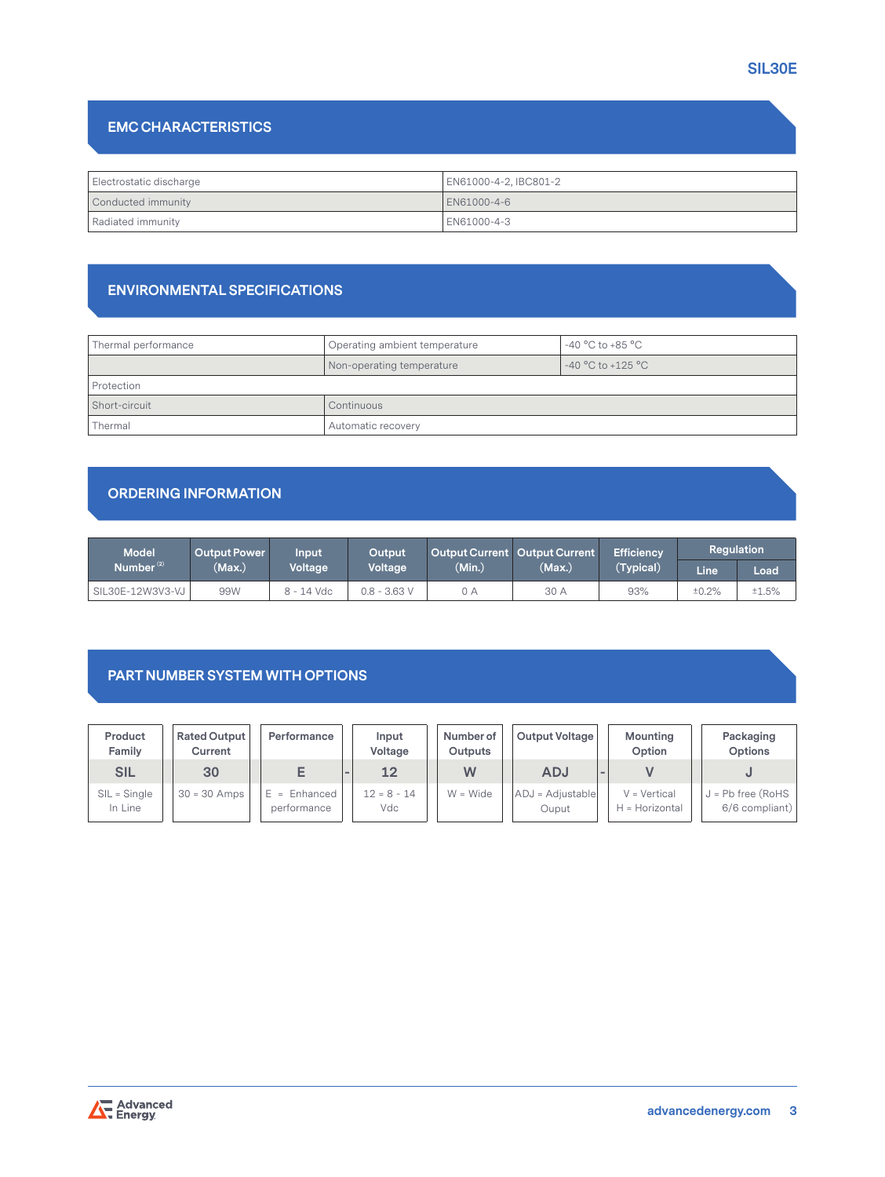## EMC CHARACTERISTICS

| | |
|---|---|
| Electrostatic discharge | EN61000-4-2, IBC801-2 |
| Conducted immunity | EN61000-4-6 |
| Radiated immunity | EN61000-4-3 |

## ENVIRONMENTAL SPECIFICATIONS

| | | |
|---|---|---|
| Thermal performance | Operating ambient temperature | -40 °C to +85 °C |
| | Non-operating temperature | -40 °C to +125 °C |
| Protection | | |
| Short-circuit | Continuous | |
| Thermal | Automatic recovery | |

## ORDERING INFORMATION

| Model Number [2] | Output Power (Max.) | Input Voltage | Output Voltage | Output Current (Min.) | Output Current (Max.) | Efficiency (Typical) | Regulation | |
|---|---|---|---|---|---|---|---|---|
| | | | | | | | Line | Load |
| SIL30E-12W3V3-VJ | 99W | 8 - 14 Vdc | 0.8 - 3.63 V | 0 A | 30 A | 93% | ±0.2% | ±1.5% |

## PART NUMBER SYSTEM WITH OPTIONS

| Product Family | Rated Output Current | Performance | | Input Voltage | Number of Outputs | Output Voltage | | Mounting Option | Packaging Options |
|---|---|---|---|---|---|---|---|---|---|
| SIL | 30 | E | - | 12 | W | ADJ | - | V | J |
| SIL = Single In Line | 30 = 30 Amps | E = Enhanced performance | | 12 = 8 - 14 Vdc | W = Wide | ADJ = Adjustable Ouput | | V = Vertical H = Horizontal | J = Pb free (RoHS 6/6 compliant) |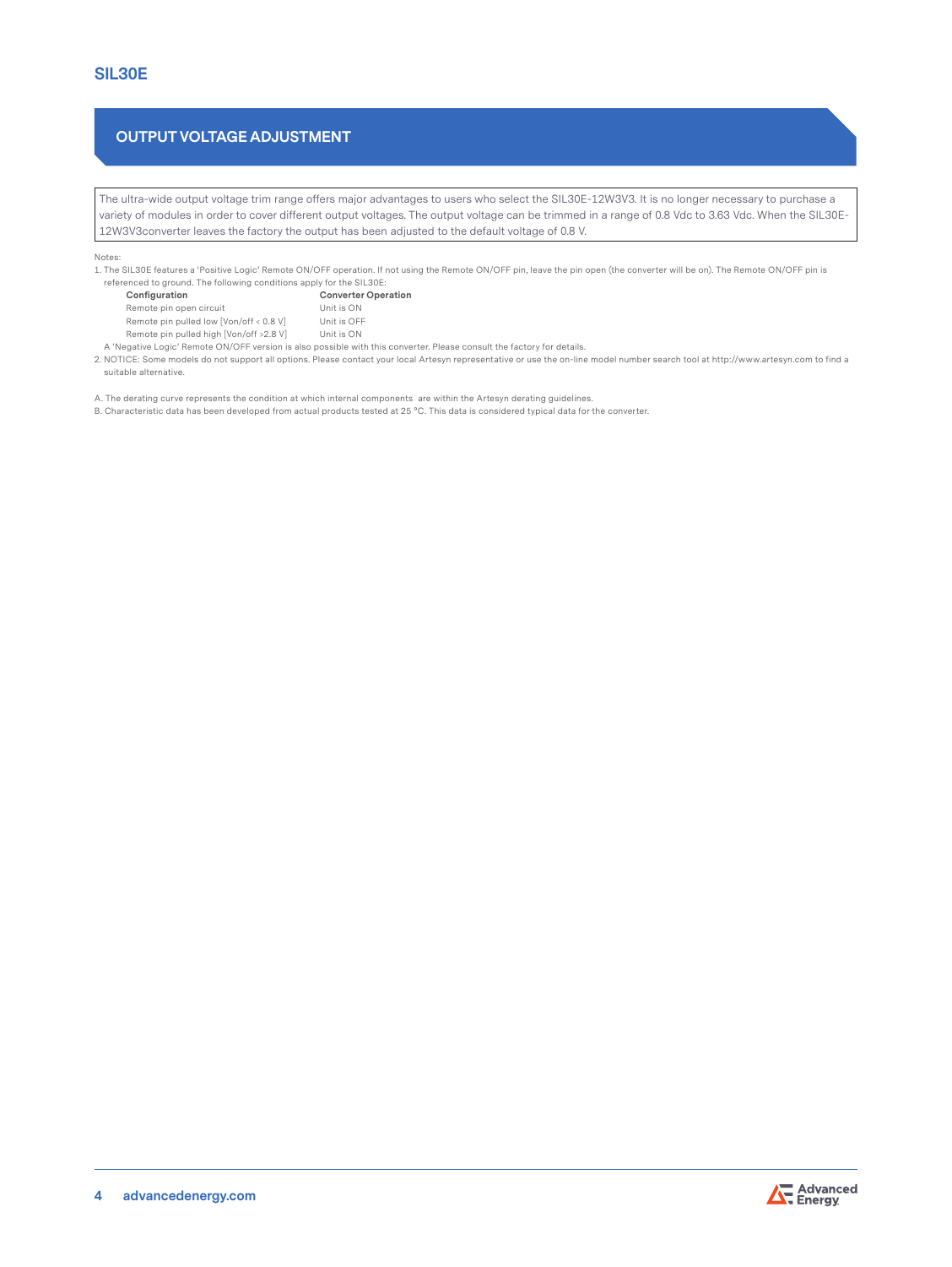## OUTPUT VOLTAGE ADJUSTMENT

The ultra-wide output voltage trim range offers major advantages to users who select the SIL30E-12W3V3. It is no longer necessary to purchase a variety of modules in order to cover different output voltages. The output voltage can be trimmed in a range of 0.8 Vdc to 3.63 Vdc. When the SIL30E-12W3V3converter leaves the factory the output has been adjusted to the default voltage of 0.8 V.

Notes:

1. The SIL30E features a 'Positive Logic' Remote ON/OFF operation. If not using the Remote ON/OFF pin, leave the pin open (the converter will be on). The Remote ON/OFF pin is referenced to ground. The following conditions apply for the SIL30E:

| Configuration | Converter Operation |
|---|---|
| Remote pin open circuit | Unit is ON |
| Remote pin pulled low [Von/off < 0.8 V] | Unit is OFF |
| Remote pin pulled high [Von/off >2.8 V] | Unit is ON |

   A 'Negative Logic' Remote ON/OFF version is also possible with this converter. Please consult the factory for details.

2. NOTICE: Some models do not support all options. Please contact your local Artesyn representative or use the on-line model number search tool at http://www.artesyn.com to find a suitable alternative.

A. The derating curve represents the condition at which internal components are within the Artesyn derating guidelines.

B. Characteristic data has been developed from actual products tested at 25 °C. This data is considered typical data for the converter.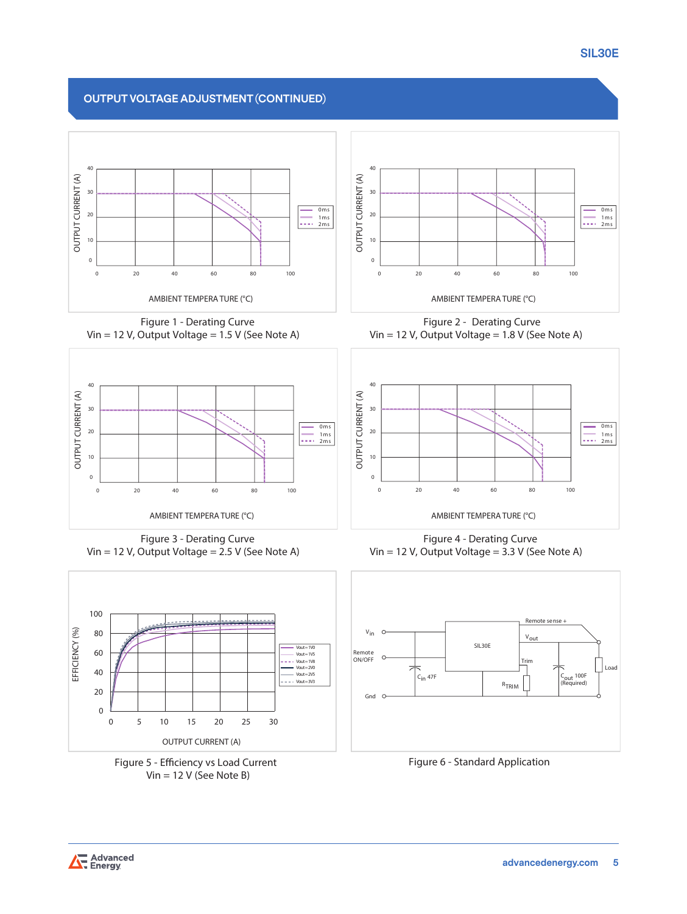## OUTPUT VOLTAGE ADJUSTMENT (CONTINUED)

Figure 1 - Derating Curve
Vin = 12 V, Output Voltage = 1.5 V (See Note A)

Figure 2 - Derating Curve
Vin = 12 V, Output Voltage = 1.8 V (See Note A)

Figure 3 - Derating Curve
Vin = 12 V, Output Voltage = 2.5 V (See Note A)

Figure 4 - Derating Curve
Vin = 12 V, Output Voltage = 3.3 V (See Note A)

Figure 5 - Efficiency vs Load Current
Vin = 12 V (See Note B)

Figure 6 - Standard Application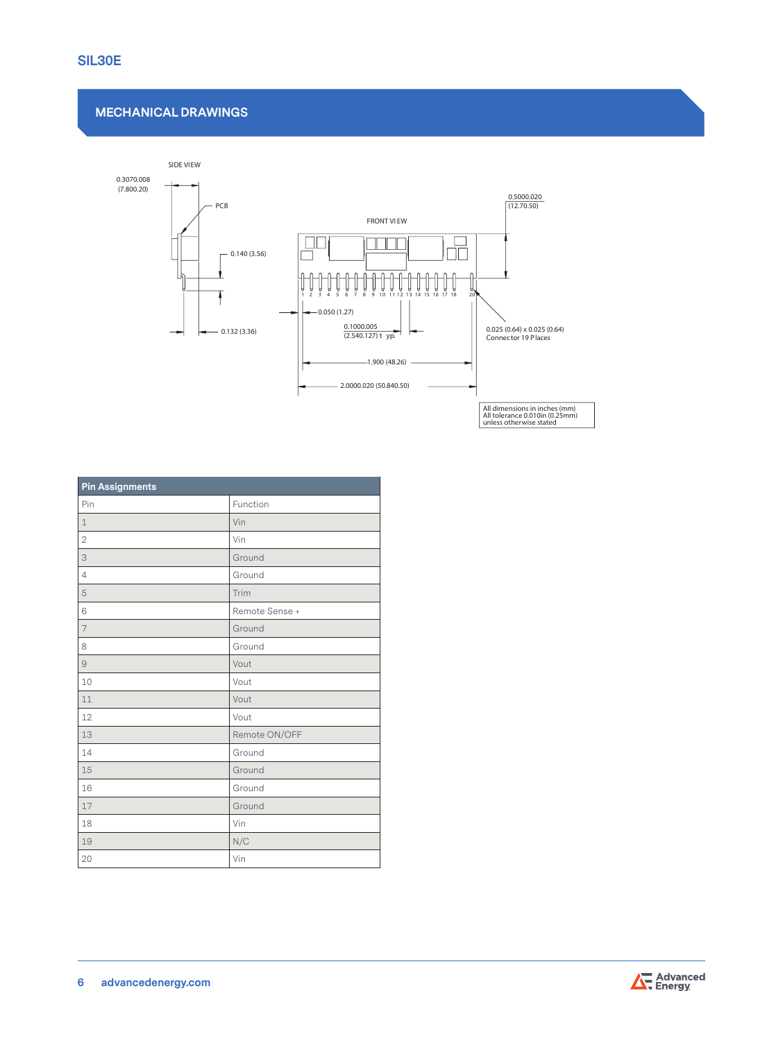## MECHANICAL DRAWINGS

SIDE VIEW

0.3070.008 (7.800.20)

PCB

0.140 (3.56)

0.132 (3.36)

FRONT VIEW

0.5000.020 (12.70.50)

1 2 3 4 5 6 7 8 9 10 11 12 13 14 15 16 17 18 20

0.050 (1.27)

0.1000.005 (2.540.127) typ.

0.025 (0.64) x 0.025 (0.64) Connector 19 Places

1.900 (48.26)

2.0000.020 (50.840.50)

All dimensions in inches (mm)
All tolerance 0.010in (0.25mm)
unless otherwise stated

| Pin Assignments | |
|---|---|
| Pin | Function |
| 1 | Vin |
| 2 | Vin |
| 3 | Ground |
| 4 | Ground |
| 5 | Trim |
| 6 | Remote Sense + |
| 7 | Ground |
| 8 | Ground |
| 9 | Vout |
| 10 | Vout |
| 11 | Vout |
| 12 | Vout |
| 13 | Remote ON/OFF |
| 14 | Ground |
| 15 | Ground |
| 16 | Ground |
| 17 | Ground |
| 18 | Vin |
| 19 | N/C |
| 20 | Vin |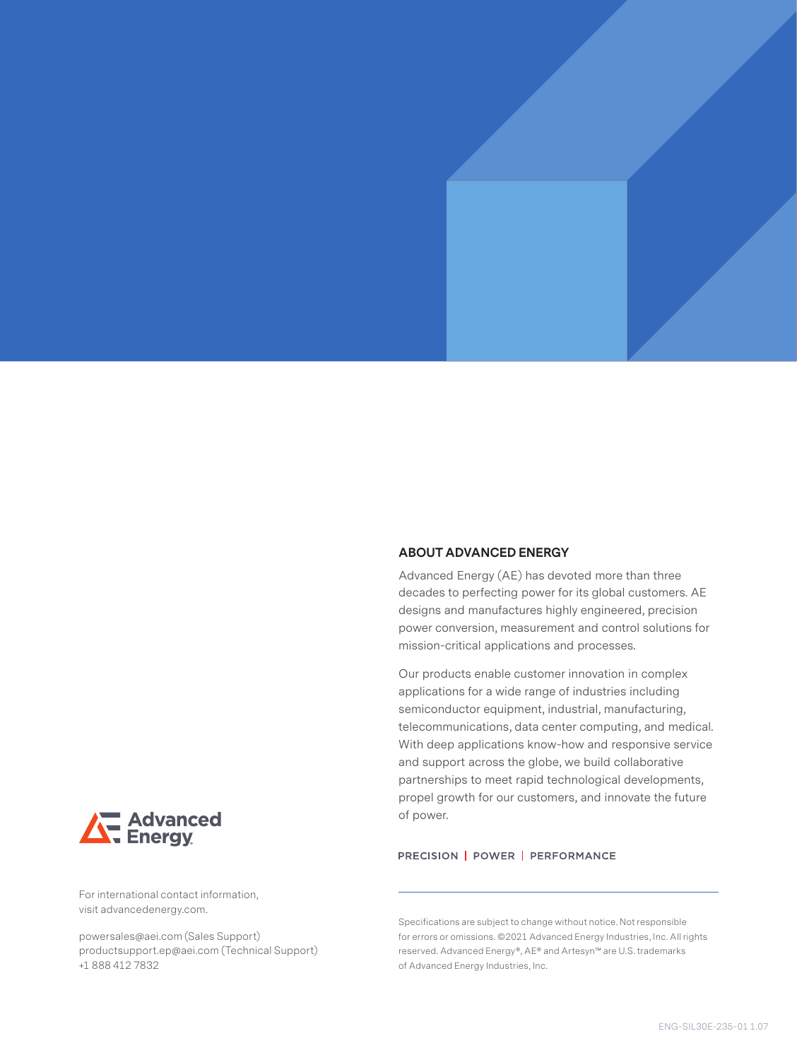## ABOUT ADVANCED ENERGY

Advanced Energy (AE) has devoted more than three decades to perfecting power for its global customers. AE designs and manufactures highly engineered, precision power conversion, measurement and control solutions for mission-critical applications and processes.

Our products enable customer innovation in complex applications for a wide range of industries including semiconductor equipment, industrial, manufacturing, telecommunications, data center computing, and medical. With deep applications know-how and responsive service and support across the globe, we build collaborative partnerships to meet rapid technological developments, propel growth for our customers, and innovate the future of power.

PRECISION | POWER | PERFORMANCE

Advanced Energy

For international contact information, visit advancedenergy.com.

powersales@aei.com (Sales Support)
productsupport.ep@aei.com (Technical Support)
+1 888 412 7832

Specifications are subject to change without notice. Not responsible for errors or omissions. ©2021 Advanced Energy Industries, Inc. All rights reserved. Advanced Energy®, AE® and Artesyn™ are U.S. trademarks of Advanced Energy Industries, Inc.

ENG-SIL30E-235-01 1.07